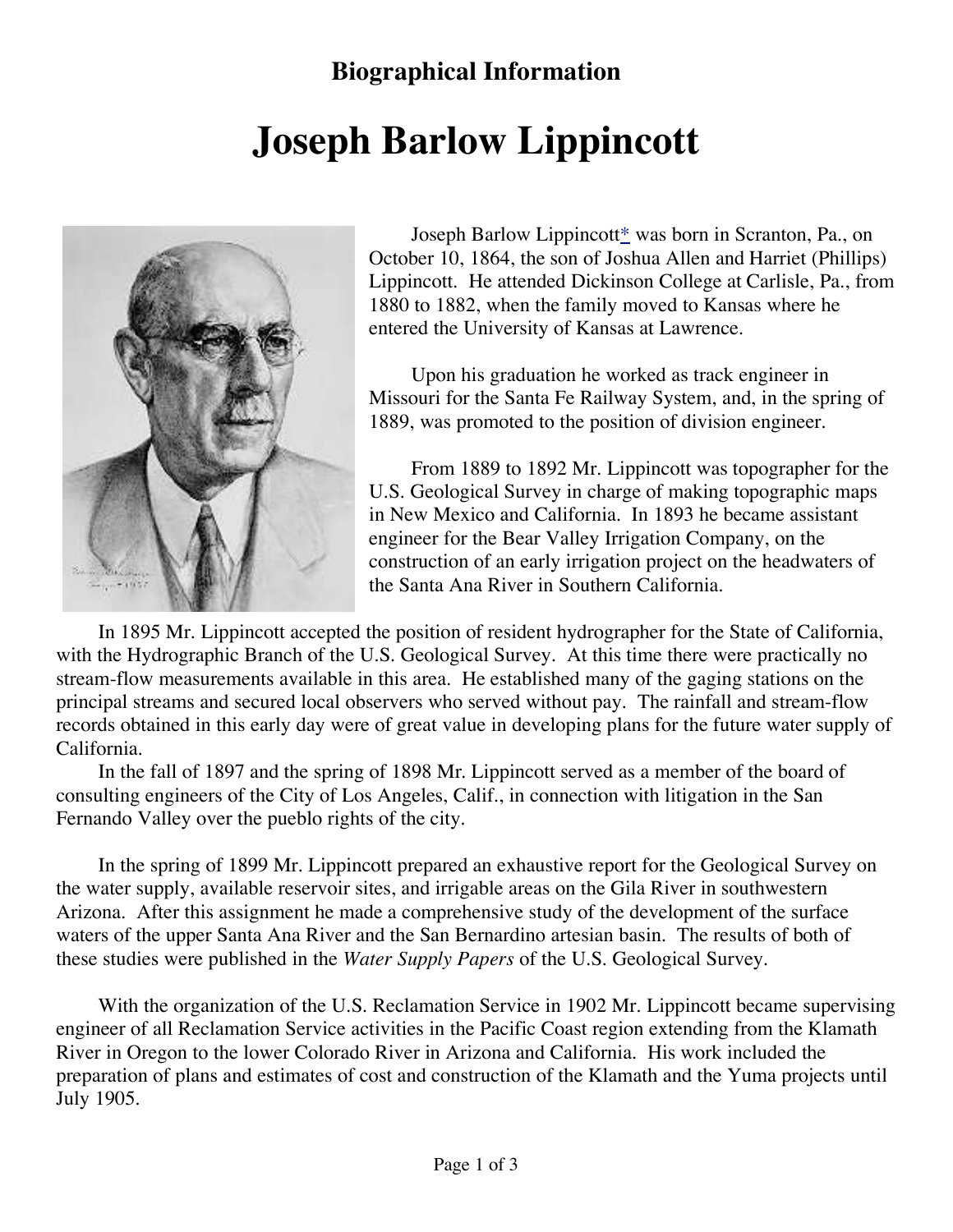## Biographical Information

# Joseph Barlow Lippincott

Joseph Barlow Lippincott* was born in Scranton, Pa., on October 10, 1864, the son of Joshua Allen and Harriet (Phillips) Lippincott. He attended Dickinson College at Carlisle, Pa., from 1880 to 1882, when the family moved to Kansas where he entered the University of Kansas at Lawrence.

Upon his graduation he worked as track engineer in Missouri for the Santa Fe Railway System, and, in the spring of 1889, was promoted to the position of division engineer.

From 1889 to 1892 Mr. Lippincott was topographer for the U.S. Geological Survey in charge of making topographic maps in New Mexico and California. In 1893 he became assistant engineer for the Bear Valley Irrigation Company, on the construction of an early irrigation project on the headwaters of the Santa Ana River in Southern California.

In 1895 Mr. Lippincott accepted the position of resident hydrographer for the State of California, with the Hydrographic Branch of the U.S. Geological Survey. At this time there were practically no stream-flow measurements available in this area. He established many of the gaging stations on the principal streams and secured local observers who served without pay. The rainfall and stream-flow records obtained in this early day were of great value in developing plans for the future water supply of California.

In the fall of 1897 and the spring of 1898 Mr. Lippincott served as a member of the board of consulting engineers of the City of Los Angeles, Calif., in connection with litigation in the San Fernando Valley over the pueblo rights of the city.

In the spring of 1899 Mr. Lippincott prepared an exhaustive report for the Geological Survey on the water supply, available reservoir sites, and irrigable areas on the Gila River in southwestern Arizona. After this assignment he made a comprehensive study of the development of the surface waters of the upper Santa Ana River and the San Bernardino artesian basin. The results of both of these studies were published in the *Water Supply Papers* of the U.S. Geological Survey.

With the organization of the U.S. Reclamation Service in 1902 Mr. Lippincott became supervising engineer of all Reclamation Service activities in the Pacific Coast region extending from the Klamath River in Oregon to the lower Colorado River in Arizona and California. His work included the preparation of plans and estimates of cost and construction of the Klamath and the Yuma projects until July 1905.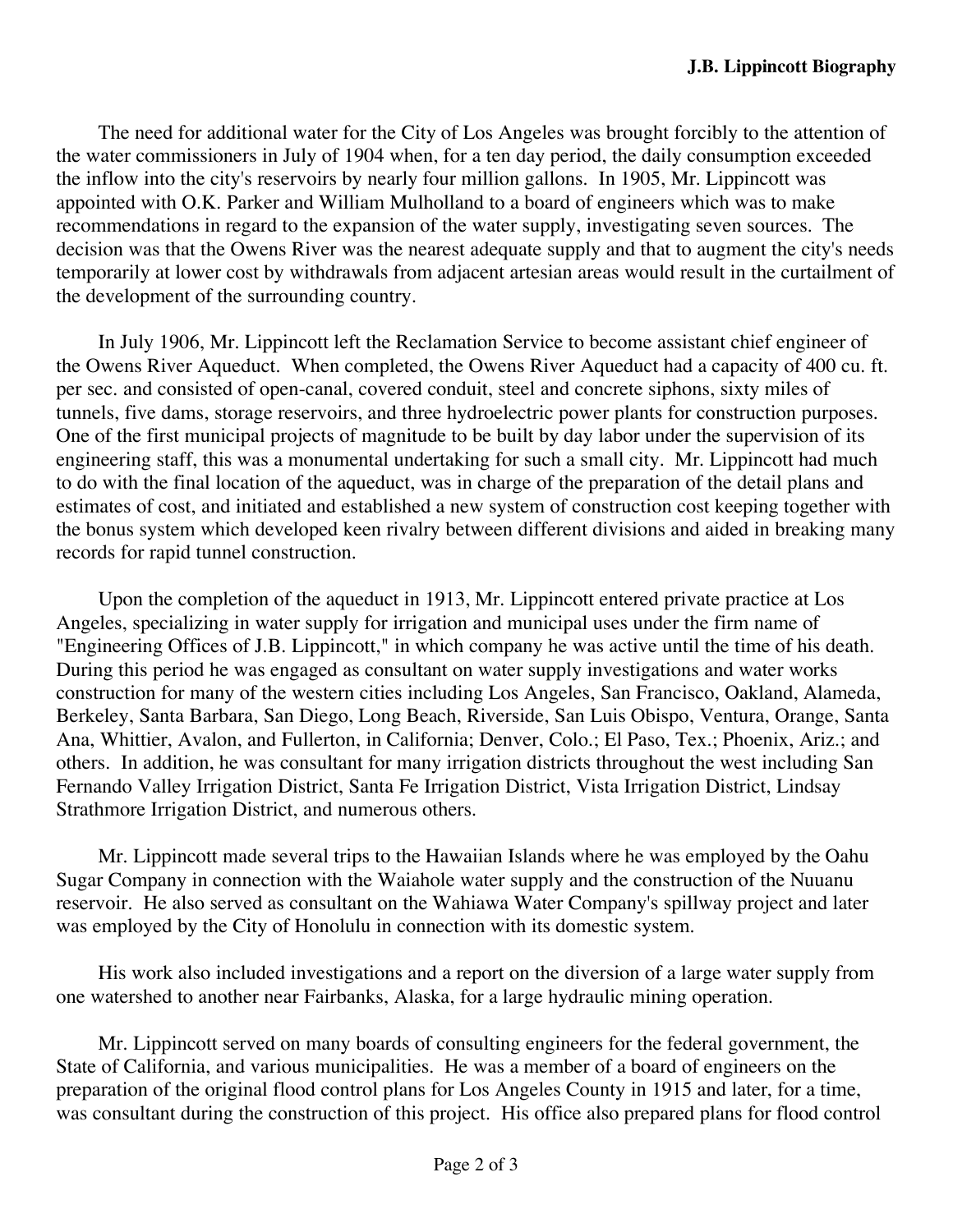The need for additional water for the City of Los Angeles was brought forcibly to the attention of the water commissioners in July of 1904 when, for a ten day period, the daily consumption exceeded the inflow into the city's reservoirs by nearly four million gallons. In 1905, Mr. Lippincott was appointed with O.K. Parker and William Mulholland to a board of engineers which was to make recommendations in regard to the expansion of the water supply, investigating seven sources. The decision was that the Owens River was the nearest adequate supply and that to augment the city's needs temporarily at lower cost by withdrawals from adjacent artesian areas would result in the curtailment of the development of the surrounding country.

In July 1906, Mr. Lippincott left the Reclamation Service to become assistant chief engineer of the Owens River Aqueduct. When completed, the Owens River Aqueduct had a capacity of 400 cu. ft. per sec. and consisted of open-canal, covered conduit, steel and concrete siphons, sixty miles of tunnels, five dams, storage reservoirs, and three hydroelectric power plants for construction purposes. One of the first municipal projects of magnitude to be built by day labor under the supervision of its engineering staff, this was a monumental undertaking for such a small city. Mr. Lippincott had much to do with the final location of the aqueduct, was in charge of the preparation of the detail plans and estimates of cost, and initiated and established a new system of construction cost keeping together with the bonus system which developed keen rivalry between different divisions and aided in breaking many records for rapid tunnel construction.

Upon the completion of the aqueduct in 1913, Mr. Lippincott entered private practice at Los Angeles, specializing in water supply for irrigation and municipal uses under the firm name of "Engineering Offices of J.B. Lippincott," in which company he was active until the time of his death. During this period he was engaged as consultant on water supply investigations and water works construction for many of the western cities including Los Angeles, San Francisco, Oakland, Alameda, Berkeley, Santa Barbara, San Diego, Long Beach, Riverside, San Luis Obispo, Ventura, Orange, Santa Ana, Whittier, Avalon, and Fullerton, in California; Denver, Colo.; El Paso, Tex.; Phoenix, Ariz.; and others. In addition, he was consultant for many irrigation districts throughout the west including San Fernando Valley Irrigation District, Santa Fe Irrigation District, Vista Irrigation District, Lindsay Strathmore Irrigation District, and numerous others.

Mr. Lippincott made several trips to the Hawaiian Islands where he was employed by the Oahu Sugar Company in connection with the Waiahole water supply and the construction of the Nuuanu reservoir. He also served as consultant on the Wahiawa Water Company's spillway project and later was employed by the City of Honolulu in connection with its domestic system.

His work also included investigations and a report on the diversion of a large water supply from one watershed to another near Fairbanks, Alaska, for a large hydraulic mining operation.

Mr. Lippincott served on many boards of consulting engineers for the federal government, the State of California, and various municipalities. He was a member of a board of engineers on the preparation of the original flood control plans for Los Angeles County in 1915 and later, for a time, was consultant during the construction of this project. His office also prepared plans for flood control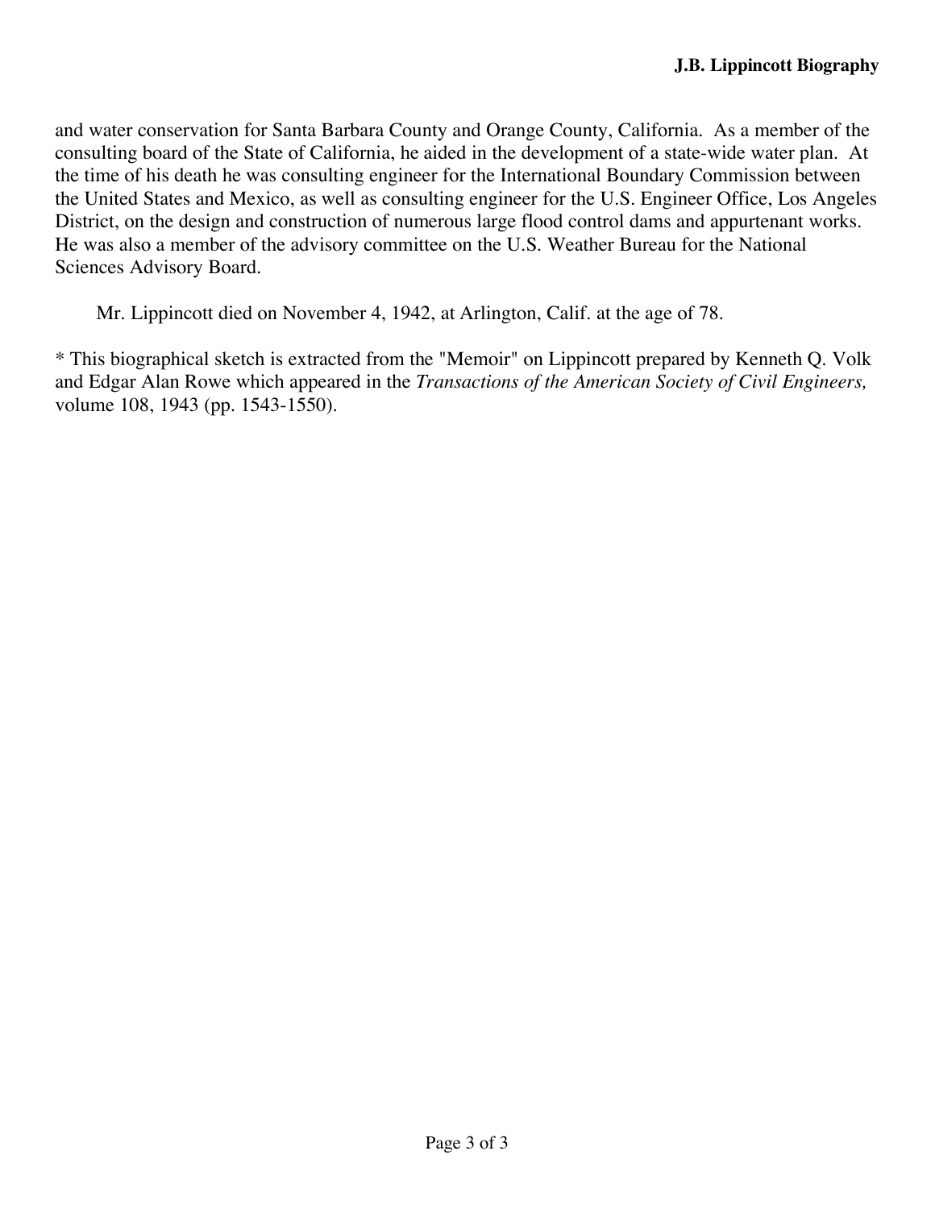and water conservation for Santa Barbara County and Orange County, California. As a member of the consulting board of the State of California, he aided in the development of a state-wide water plan. At the time of his death he was consulting engineer for the International Boundary Commission between the United States and Mexico, as well as consulting engineer for the U.S. Engineer Office, Los Angeles District, on the design and construction of numerous large flood control dams and appurtenant works. He was also a member of the advisory committee on the U.S. Weather Bureau for the National Sciences Advisory Board.

Mr. Lippincott died on November 4, 1942, at Arlington, Calif. at the age of 78.

* This biographical sketch is extracted from the "Memoir" on Lippincott prepared by Kenneth Q. Volk and Edgar Alan Rowe which appeared in the *Transactions of the American Society of Civil Engineers,* volume 108, 1943 (pp. 1543-1550).